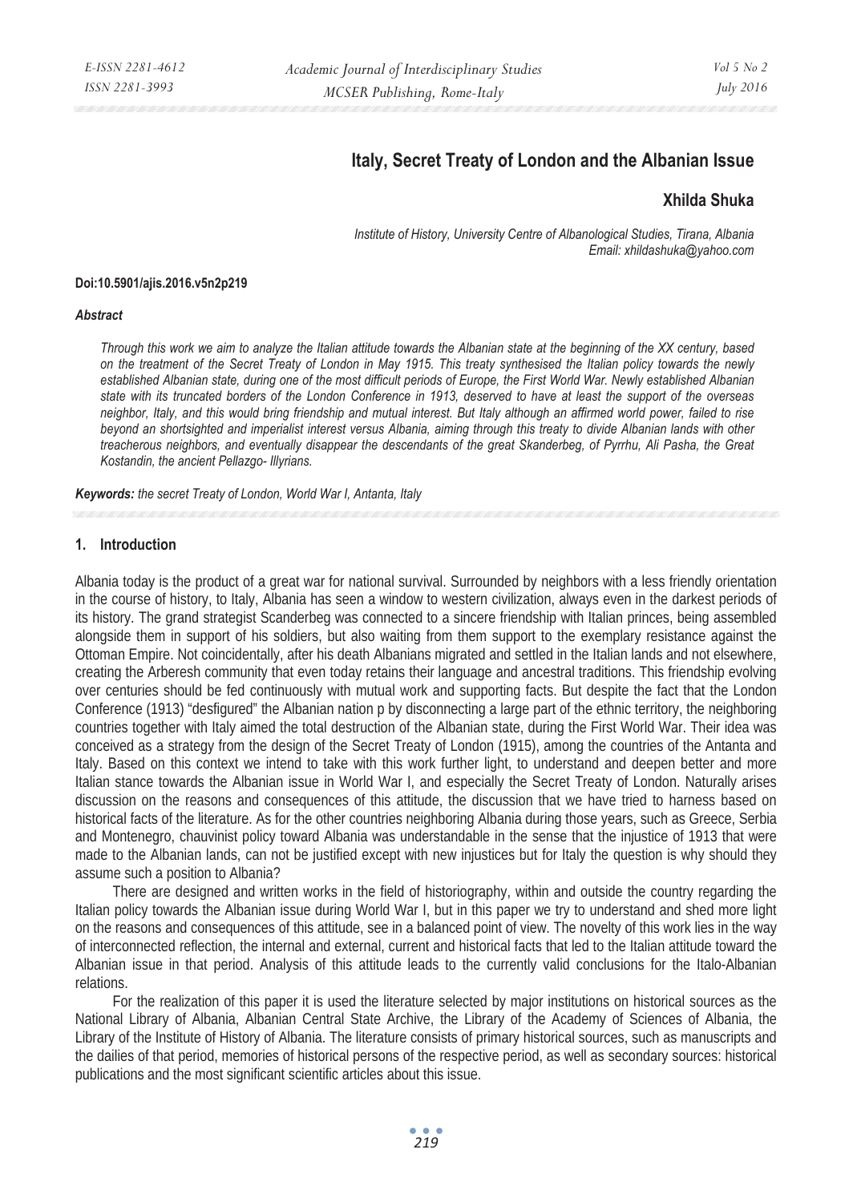# Italy, Secret Treaty of London and the Albanian Issue

## Xhilda Shuka

*Institute of History, University Centre of Albanological Studies, Tirana, Albania*
*Email: xhildashuka@yahoo.com*

**Doi:10.5901/ajis.2016.v5n2p219**

***Abstract***

*Through this work we aim to analyze the Italian attitude towards the Albanian state at the beginning of the XX century, based on the treatment of the Secret Treaty of London in May 1915. This treaty synthesised the Italian policy towards the newly established Albanian state, during one of the most difficult periods of Europe, the First World War. Newly established Albanian state with its truncated borders of the London Conference in 1913, deserved to have at least the support of the overseas neighbor, Italy, and this would bring friendship and mutual interest. But Italy although an affirmed world power, failed to rise beyond an shortsighted and imperialist interest versus Albania, aiming through this treaty to divide Albanian lands with other treacherous neighbors, and eventually disappear the descendants of the great Skanderbeg, of Pyrrhu, Ali Pasha, the Great Kostandin, the ancient Pellazgo- Illyrians.*

***Keywords:*** *the secret Treaty of London, World War I, Antanta, Italy*

## 1. Introduction

Albania today is the product of a great war for national survival. Surrounded by neighbors with a less friendly orientation in the course of history, to Italy, Albania has seen a window to western civilization, always even in the darkest periods of its history. The grand strategist Scanderbeg was connected to a sincere friendship with Italian princes, being assembled alongside them in support of his soldiers, but also waiting from them support to the exemplary resistance against the Ottoman Empire. Not coincidentally, after his death Albanians migrated and settled in the Italian lands and not elsewhere, creating the Arberesh community that even today retains their language and ancestral traditions. This friendship evolving over centuries should be fed continuously with mutual work and supporting facts. But despite the fact that the London Conference (1913) "desfigured" the Albanian nation p by disconnecting a large part of the ethnic territory, the neighboring countries together with Italy aimed the total destruction of the Albanian state, during the First World War. Their idea was conceived as a strategy from the design of the Secret Treaty of London (1915), among the countries of the Antanta and Italy. Based on this context we intend to take with this work further light, to understand and deepen better and more Italian stance towards the Albanian issue in World War I, and especially the Secret Treaty of London. Naturally arises discussion on the reasons and consequences of this attitude, the discussion that we have tried to harness based on historical facts of the literature. As for the other countries neighboring Albania during those years, such as Greece, Serbia and Montenegro, chauvinist policy toward Albania was understandable in the sense that the injustice of 1913 that were made to the Albanian lands, can not be justified except with new injustices but for Italy the question is why should they assume such a position to Albania?

There are designed and written works in the field of historiography, within and outside the country regarding the Italian policy towards the Albanian issue during World War I, but in this paper we try to understand and shed more light on the reasons and consequences of this attitude, see in a balanced point of view. The novelty of this work lies in the way of interconnected reflection, the internal and external, current and historical facts that led to the Italian attitude toward the Albanian issue in that period. Analysis of this attitude leads to the currently valid conclusions for the Italo-Albanian relations.

For the realization of this paper it is used the literature selected by major institutions on historical sources as the National Library of Albania, Albanian Central State Archive, the Library of the Academy of Sciences of Albania, the Library of the Institute of History of Albania. The literature consists of primary historical sources, such as manuscripts and the dailies of that period, memories of historical persons of the respective period, as well as secondary sources: historical publications and the most significant scientific articles about this issue.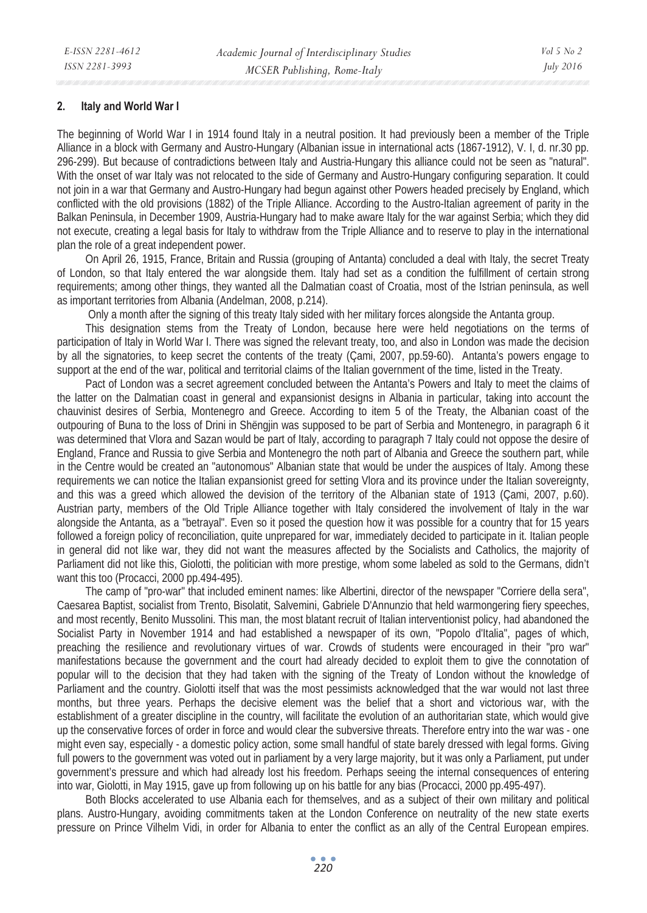## 2. Italy and World War I

The beginning of World War I in 1914 found Italy in a neutral position. It had previously been a member of the Triple Alliance in a block with Germany and Austro-Hungary (Albanian issue in international acts (1867-1912), V. I, d. nr.30 pp. 296-299). But because of contradictions between Italy and Austria-Hungary this alliance could not be seen as "natural". With the onset of war Italy was not relocated to the side of Germany and Austro-Hungary configuring separation. It could not join in a war that Germany and Austro-Hungary had begun against other Powers headed precisely by England, which conflicted with the old provisions (1882) of the Triple Alliance. According to the Austro-Italian agreement of parity in the Balkan Peninsula, in December 1909, Austria-Hungary had to make aware Italy for the war against Serbia; which they did not execute, creating a legal basis for Italy to withdraw from the Triple Alliance and to reserve to play in the international plan the role of a great independent power.

On April 26, 1915, France, Britain and Russia (grouping of Antanta) concluded a deal with Italy, the secret Treaty of London, so that Italy entered the war alongside them. Italy had set as a condition the fulfillment of certain strong requirements; among other things, they wanted all the Dalmatian coast of Croatia, most of the Istrian peninsula, as well as important territories from Albania (Andelman, 2008, p.214).

Only a month after the signing of this treaty Italy sided with her military forces alongside the Antanta group.

This designation stems from the Treaty of London, because here were held negotiations on the terms of participation of Italy in World War I. There was signed the relevant treaty, too, and also in London was made the decision by all the signatories, to keep secret the contents of the treaty (Çami, 2007, pp.59-60). Antanta's powers engage to support at the end of the war, political and territorial claims of the Italian government of the time, listed in the Treaty.

Pact of London was a secret agreement concluded between the Antanta's Powers and Italy to meet the claims of the latter on the Dalmatian coast in general and expansionist designs in Albania in particular, taking into account the chauvinist desires of Serbia, Montenegro and Greece. According to item 5 of the Treaty, the Albanian coast of the outpouring of Buna to the loss of Drini in Shëngjin was supposed to be part of Serbia and Montenegro, in paragraph 6 it was determined that Vlora and Sazan would be part of Italy, according to paragraph 7 Italy could not oppose the desire of England, France and Russia to give Serbia and Montenegro the noth part of Albania and Greece the southern part, while in the Centre would be created an "autonomous" Albanian state that would be under the auspices of Italy. Among these requirements we can notice the Italian expansionist greed for setting Vlora and its province under the Italian sovereignty, and this was a greed which allowed the devision of the territory of the Albanian state of 1913 (Çami, 2007, p.60). Austrian party, members of the Old Triple Alliance together with Italy considered the involvement of Italy in the war alongside the Antanta, as a "betrayal". Even so it posed the question how it was possible for a country that for 15 years followed a foreign policy of reconciliation, quite unprepared for war, immediately decided to participate in it. Italian people in general did not like war, they did not want the measures affected by the Socialists and Catholics, the majority of Parliament did not like this, Giolotti, the politician with more prestige, whom some labeled as sold to the Germans, didn't want this too (Procacci, 2000 pp.494-495).

The camp of "pro-war" that included eminent names: like Albertini, director of the newspaper "Corriere della sera", Caesarea Baptist, socialist from Trento, Bisolatit, Salvemini, Gabriele D'Annunzio that held warmongering fiery speeches, and most recently, Benito Mussolini. This man, the most blatant recruit of Italian interventionist policy, had abandoned the Socialist Party in November 1914 and had established a newspaper of its own, "Popolo d'Italia", pages of which, preaching the resilience and revolutionary virtues of war. Crowds of students were encouraged in their "pro war" manifestations because the government and the court had already decided to exploit them to give the connotation of popular will to the decision that they had taken with the signing of the Treaty of London without the knowledge of Parliament and the country. Giolotti itself that was the most pessimists acknowledged that the war would not last three months, but three years. Perhaps the decisive element was the belief that a short and victorious war, with the establishment of a greater discipline in the country, will facilitate the evolution of an authoritarian state, which would give up the conservative forces of order in force and would clear the subversive threats. Therefore entry into the war was - one might even say, especially - a domestic policy action, some small handful of state barely dressed with legal forms. Giving full powers to the government was voted out in parliament by a very large majority, but it was only a Parliament, put under government's pressure and which had already lost his freedom. Perhaps seeing the internal consequences of entering into war, Giolotti, in May 1915, gave up from following up on his battle for any bias (Procacci, 2000 pp.495-497).

Both Blocks accelerated to use Albania each for themselves, and as a subject of their own military and political plans. Austro-Hungary, avoiding commitments taken at the London Conference on neutrality of the new state exerts pressure on Prince Vilhelm Vidi, in order for Albania to enter the conflict as an ally of the Central European empires.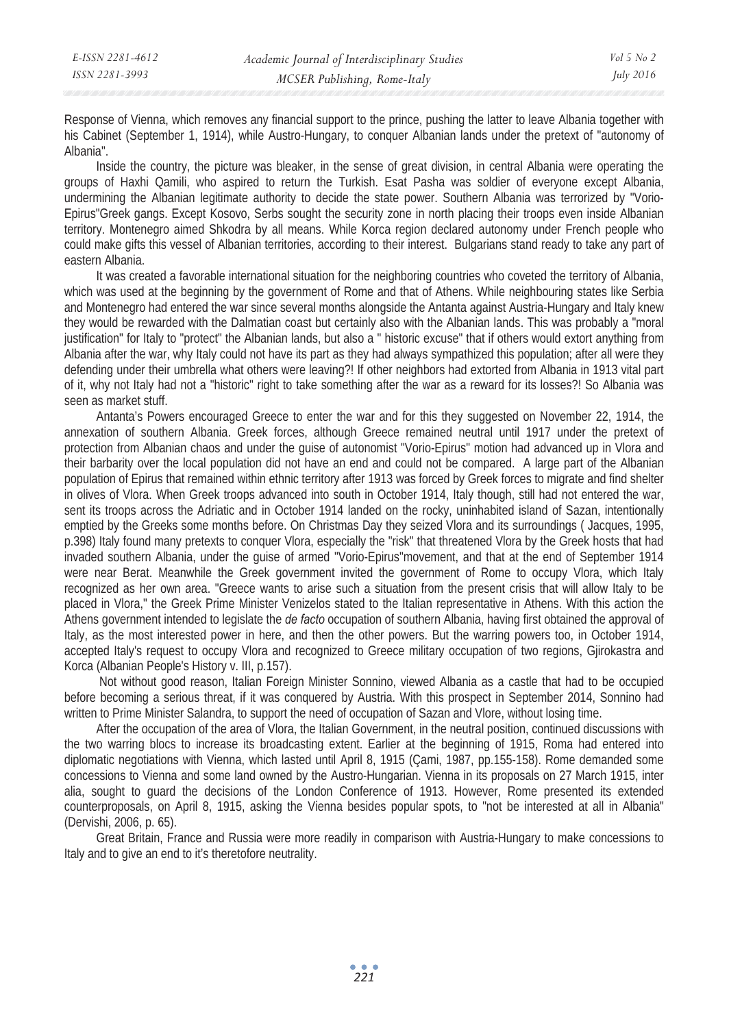Response of Vienna, which removes any financial support to the prince, pushing the latter to leave Albania together with his Cabinet (September 1, 1914), while Austro-Hungary, to conquer Albanian lands under the pretext of "autonomy of Albania".

Inside the country, the picture was bleaker, in the sense of great division, in central Albania were operating the groups of Haxhi Qamili, who aspired to return the Turkish. Esat Pasha was soldier of everyone except Albania, undermining the Albanian legitimate authority to decide the state power. Southern Albania was terrorized by "Vorio-Epirus"Greek gangs. Except Kosovo, Serbs sought the security zone in north placing their troops even inside Albanian territory. Montenegro aimed Shkodra by all means. While Korca region declared autonomy under French people who could make gifts this vessel of Albanian territories, according to their interest. Bulgarians stand ready to take any part of eastern Albania.

It was created a favorable international situation for the neighboring countries who coveted the territory of Albania, which was used at the beginning by the government of Rome and that of Athens. While neighbouring states like Serbia and Montenegro had entered the war since several months alongside the Antanta against Austria-Hungary and Italy knew they would be rewarded with the Dalmatian coast but certainly also with the Albanian lands. This was probably a "moral justification" for Italy to "protect" the Albanian lands, but also a " historic excuse" that if others would extort anything from Albania after the war, why Italy could not have its part as they had always sympathized this population; after all were they defending under their umbrella what others were leaving?! If other neighbors had extorted from Albania in 1913 vital part of it, why not Italy had not a "historic" right to take something after the war as a reward for its losses?! So Albania was seen as market stuff.

Antanta's Powers encouraged Greece to enter the war and for this they suggested on November 22, 1914, the annexation of southern Albania. Greek forces, although Greece remained neutral until 1917 under the pretext of protection from Albanian chaos and under the guise of autonomist "Vorio-Epirus" motion had advanced up in Vlora and their barbarity over the local population did not have an end and could not be compared. A large part of the Albanian population of Epirus that remained within ethnic territory after 1913 was forced by Greek forces to migrate and find shelter in olives of Vlora. When Greek troops advanced into south in October 1914, Italy though, still had not entered the war, sent its troops across the Adriatic and in October 1914 landed on the rocky, uninhabited island of Sazan, intentionally emptied by the Greeks some months before. On Christmas Day they seized Vlora and its surroundings ( Jacques, 1995, p.398) Italy found many pretexts to conquer Vlora, especially the "risk" that threatened Vlora by the Greek hosts that had invaded southern Albania, under the guise of armed "Vorio-Epirus"movement, and that at the end of September 1914 were near Berat. Meanwhile the Greek government invited the government of Rome to occupy Vlora, which Italy recognized as her own area. "Greece wants to arise such a situation from the present crisis that will allow Italy to be placed in Vlora," the Greek Prime Minister Venizelos stated to the Italian representative in Athens. With this action the Athens government intended to legislate the *de facto* occupation of southern Albania, having first obtained the approval of Italy, as the most interested power in here, and then the other powers. But the warring powers too, in October 1914, accepted Italy's request to occupy Vlora and recognized to Greece military occupation of two regions, Gjirokastra and Korca (Albanian People's History v. III, p.157).

Not without good reason, Italian Foreign Minister Sonnino, viewed Albania as a castle that had to be occupied before becoming a serious threat, if it was conquered by Austria. With this prospect in September 2014, Sonnino had written to Prime Minister Salandra, to support the need of occupation of Sazan and Vlore, without losing time.

After the occupation of the area of Vlora, the Italian Government, in the neutral position, continued discussions with the two warring blocs to increase its broadcasting extent. Earlier at the beginning of 1915, Roma had entered into diplomatic negotiations with Vienna, which lasted until April 8, 1915 (Çami, 1987, pp.155-158). Rome demanded some concessions to Vienna and some land owned by the Austro-Hungarian. Vienna in its proposals on 27 March 1915, inter alia, sought to guard the decisions of the London Conference of 1913. However, Rome presented its extended counterproposals, on April 8, 1915, asking the Vienna besides popular spots, to "not be interested at all in Albania" (Dervishi, 2006, p. 65).

Great Britain, France and Russia were more readily in comparison with Austria-Hungary to make concessions to Italy and to give an end to it's theretofore neutrality.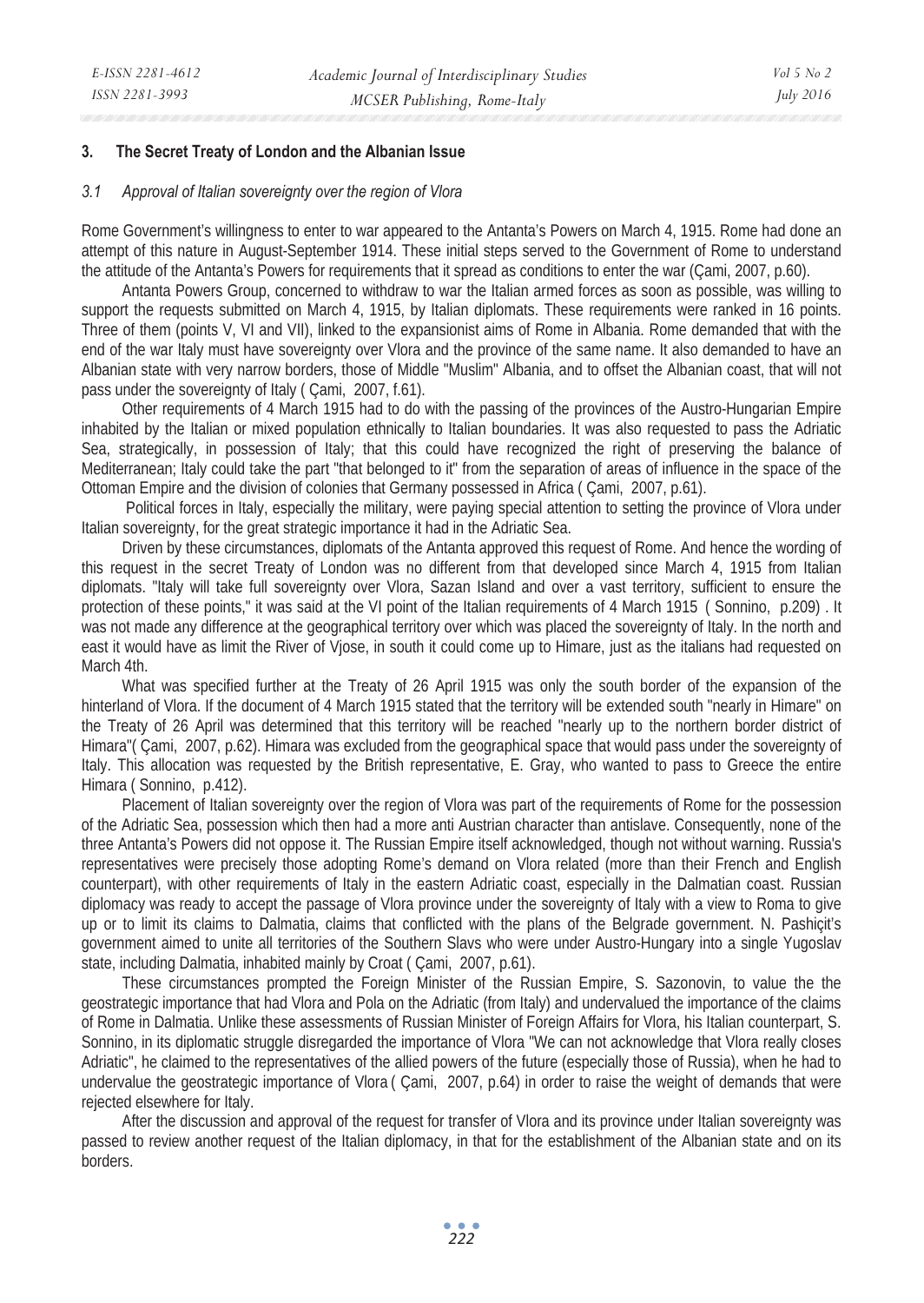## 3. The Secret Treaty of London and the Albanian Issue

### *3.1 Approval of Italian sovereignty over the region of Vlora*

Rome Government's willingness to enter to war appeared to the Antanta's Powers on March 4, 1915. Rome had done an attempt of this nature in August-September 1914. These initial steps served to the Government of Rome to understand the attitude of the Antanta's Powers for requirements that it spread as conditions to enter the war (Çami, 2007, p.60).

Antanta Powers Group, concerned to withdraw to war the Italian armed forces as soon as possible, was willing to support the requests submitted on March 4, 1915, by Italian diplomats. These requirements were ranked in 16 points. Three of them (points V, VI and VII), linked to the expansionist aims of Rome in Albania. Rome demanded that with the end of the war Italy must have sovereignty over Vlora and the province of the same name. It also demanded to have an Albanian state with very narrow borders, those of Middle "Muslim" Albania, and to offset the Albanian coast, that will not pass under the sovereignty of Italy ( Çami, 2007, f.61).

Other requirements of 4 March 1915 had to do with the passing of the provinces of the Austro-Hungarian Empire inhabited by the Italian or mixed population ethnically to Italian boundaries. It was also requested to pass the Adriatic Sea, strategically, in possession of Italy; that this could have recognized the right of preserving the balance of Mediterranean; Italy could take the part "that belonged to it" from the separation of areas of influence in the space of the Ottoman Empire and the division of colonies that Germany possessed in Africa ( Çami, 2007, p.61).

Political forces in Italy, especially the military, were paying special attention to setting the province of Vlora under Italian sovereignty, for the great strategic importance it had in the Adriatic Sea.

Driven by these circumstances, diplomats of the Antanta approved this request of Rome. And hence the wording of this request in the secret Treaty of London was no different from that developed since March 4, 1915 from Italian diplomats. "Italy will take full sovereignty over Vlora, Sazan Island and over a vast territory, sufficient to ensure the protection of these points," it was said at the VI point of the Italian requirements of 4 March 1915 ( Sonnino, p.209) . It was not made any difference at the geographical territory over which was placed the sovereignty of Italy. In the north and east it would have as limit the River of Vjose, in south it could come up to Himare, just as the italians had requested on March 4th.

What was specified further at the Treaty of 26 April 1915 was only the south border of the expansion of the hinterland of Vlora. If the document of 4 March 1915 stated that the territory will be extended south "nearly in Himare" on the Treaty of 26 April was determined that this territory will be reached "nearly up to the northern border district of Himara"( Çami, 2007, p.62). Himara was excluded from the geographical space that would pass under the sovereignty of Italy. This allocation was requested by the British representative, E. Gray, who wanted to pass to Greece the entire Himara ( Sonnino, p.412).

Placement of Italian sovereignty over the region of Vlora was part of the requirements of Rome for the possession of the Adriatic Sea, possession which then had a more anti Austrian character than antislave. Consequently, none of the three Antanta's Powers did not oppose it. The Russian Empire itself acknowledged, though not without warning. Russia's representatives were precisely those adopting Rome's demand on Vlora related (more than their French and English counterpart), with other requirements of Italy in the eastern Adriatic coast, especially in the Dalmatian coast. Russian diplomacy was ready to accept the passage of Vlora province under the sovereignty of Italy with a view to Roma to give up or to limit its claims to Dalmatia, claims that conflicted with the plans of the Belgrade government. N. Pashiçit's government aimed to unite all territories of the Southern Slavs who were under Austro-Hungary into a single Yugoslav state, including Dalmatia, inhabited mainly by Croat ( Çami, 2007, p.61).

These circumstances prompted the Foreign Minister of the Russian Empire, S. Sazonovin, to value the the geostrategic importance that had Vlora and Pola on the Adriatic (from Italy) and undervalued the importance of the claims of Rome in Dalmatia. Unlike these assessments of Russian Minister of Foreign Affairs for Vlora, his Italian counterpart, S. Sonnino, in its diplomatic struggle disregarded the importance of Vlora "We can not acknowledge that Vlora really closes Adriatic", he claimed to the representatives of the allied powers of the future (especially those of Russia), when he had to undervalue the geostrategic importance of Vlora ( Çami, 2007, p.64) in order to raise the weight of demands that were rejected elsewhere for Italy.

After the discussion and approval of the request for transfer of Vlora and its province under Italian sovereignty was passed to review another request of the Italian diplomacy, in that for the establishment of the Albanian state and on its borders.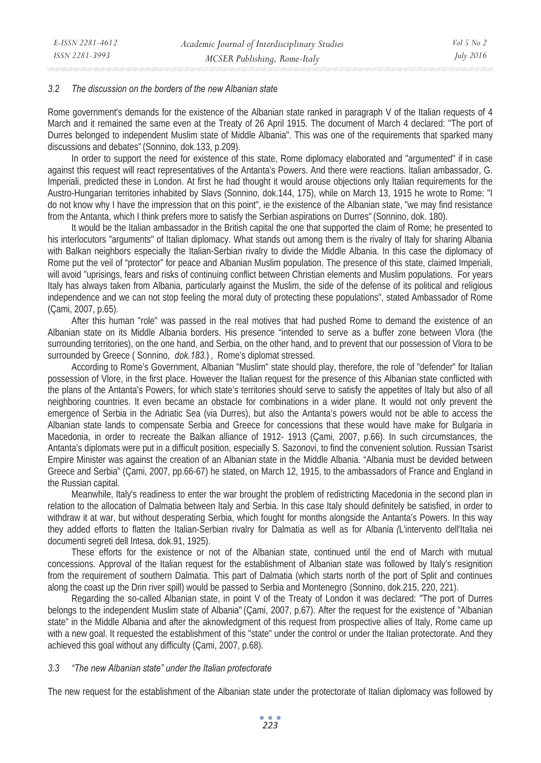### *3.2 The discussion on the borders of the new Albanian state*

Rome government's demands for the existence of the Albanian state ranked in paragraph V of the Italian requests of 4 March and it remained the same even at the Treaty of 26 April 1915. The document of March 4 declared: "The port of Durres belonged to independent Muslim state of Middle Albania". This was one of the requirements that sparked many discussions and debates" (Sonnino, dok.133, p.209).

In order to support the need for existence of this state, Rome diplomacy elaborated and "argumented" if in case against this request will react representatives of the Antanta's Powers. And there were reactions. Italian ambassador, G. Imperiali, predicted these in London. At first he had thought it would arouse objections only Italian requirements for the Austro-Hungarian territories inhabited by Slavs (Sonnino, dok.144, 175), while on March 13, 1915 he wrote to Rome: "I do not know why I have the impression that on this point", ie the existence of the Albanian state, "we may find resistance from the Antanta, which I think prefers more to satisfy the Serbian aspirations on Durres" (Sonnino, dok. 180).

It would be the Italian ambassador in the British capital the one that supported the claim of Rome; he presented to his interlocutors "arguments" of Italian diplomacy. What stands out among them is the rivalry of Italy for sharing Albania with Balkan neighbors especially the Italian-Serbian rivalry to divide the Middle Albania. In this case the diplomacy of Rome put the veil of "protector" for peace and Albanian Muslim population. The presence of this state, claimed Imperiali, will avoid "uprisings, fears and risks of continuing conflict between Christian elements and Muslim populations. For years Italy has always taken from Albania, particularly against the Muslim, the side of the defense of its political and religious independence and we can not stop feeling the moral duty of protecting these populations", stated Ambassador of Rome (Çami, 2007, p.65).

After this human "role" was passed in the real motives that had pushed Rome to demand the existence of an Albanian state on its Middle Albania borders. His presence "intended to serve as a buffer zone between Vlora (the surrounding territories), on the one hand, and Serbia, on the other hand, and to prevent that our possession of Vlora to be surrounded by Greece ( Sonnino, *dok.183.*) , Rome's diplomat stressed.

According to Rome's Government, Albanian "Muslim" state should play, therefore, the role of "defender" for Italian possession of Vlore, in the first place. However the Italian request for the presence of this Albanian state conflicted with the plans of the Antanta's Powers, for which state's territories should serve to satisfy the appetites of Italy but also of all neighboring countries. It even became an obstacle for combinations in a wider plane. It would not only prevent the emergence of Serbia in the Adriatic Sea (via Durres), but also the Antanta's powers would not be able to access the Albanian state lands to compensate Serbia and Greece for concessions that these would have make for Bulgaria in Macedonia, in order to recreate the Balkan alliance of 1912- 1913 (Çami, 2007, p.66). In such circumstances, the Antanta's diplomats were put in a difficult position, especially S. Sazonovi, to find the convenient solution. Russian Tsarist Empire Minister was against the creation of an Albanian state in the Middle Albania. "Albania must be devided between Greece and Serbia" (Çami, 2007, pp.66-67) he stated, on March 12, 1915, to the ambassadors of France and England in the Russian capital.

Meanwhile, Italy's readiness to enter the war brought the problem of redistricting Macedonia in the second plan in relation to the allocation of Dalmatia between Italy and Serbia. In this case Italy should definitely be satisfied, in order to withdraw it at war, but without desperating Serbia, which fought for months alongside the Antanta's Powers. In this way they added efforts to flatten the Italian-Serbian rivalry for Dalmatia as well as for Albania *(*L'intervento dell'Italia nei documenti segreti dell Intesa, dok.91, 1925).

These efforts for the existence or not of the Albanian state, continued until the end of March with mutual concessions. Approval of the Italian request for the establishment of Albanian state was followed by Italy's resignition from the requirement of southern Dalmatia. This part of Dalmatia (which starts north of the port of Split and continues along the coast up the Drin river spill) would be passed to Serbia and Montenegro (Sonnino, dok.215, 220, 221).

Regarding the so-called Albanian state, in point V of the Treaty of London it was declared: "The port of Durres belongs to the independent Muslim state of Albania" (Çami, 2007, p.67). After the request for the existence of "Albanian state" in the Middle Albania and after the aknowledgment of this request from prospective allies of Italy, Rome came up with a new goal. It requested the establishment of this "state" under the control or under the Italian protectorate. And they achieved this goal without any difficulty (Çami, 2007, p.68).

### *3.3 "The new Albanian state" under the Italian protectorate*

The new request for the establishment of the Albanian state under the protectorate of Italian diplomacy was followed by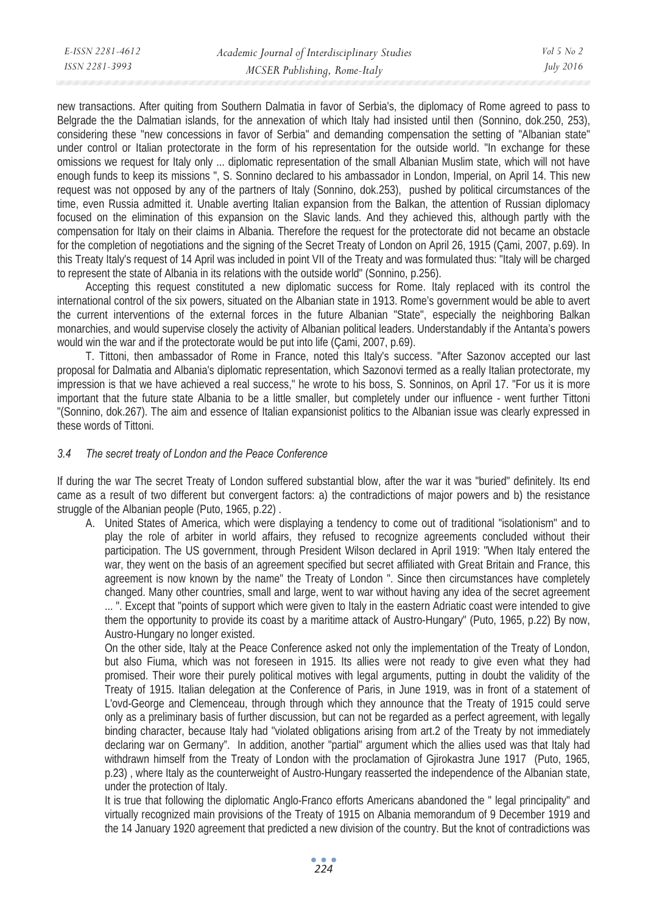new transactions. After quiting from Southern Dalmatia in favor of Serbia's, the diplomacy of Rome agreed to pass to Belgrade the the Dalmatian islands, for the annexation of which Italy had insisted until then (Sonnino, dok.250, 253), considering these "new concessions in favor of Serbia" and demanding compensation the setting of "Albanian state" under control or Italian protectorate in the form of his representation for the outside world. "In exchange for these omissions we request for Italy only ... diplomatic representation of the small Albanian Muslim state, which will not have enough funds to keep its missions ", S. Sonnino declared to his ambassador in London, Imperial, on April 14. This new request was not opposed by any of the partners of Italy (Sonnino, dok.253), pushed by political circumstances of the time, even Russia admitted it. Unable averting Italian expansion from the Balkan, the attention of Russian diplomacy focused on the elimination of this expansion on the Slavic lands. And they achieved this, although partly with the compensation for Italy on their claims in Albania. Therefore the request for the protectorate did not became an obstacle for the completion of negotiations and the signing of the Secret Treaty of London on April 26, 1915 (Çami, 2007, p.69). In this Treaty Italy's request of 14 April was included in point VII of the Treaty and was formulated thus: "Italy will be charged to represent the state of Albania in its relations with the outside world" (Sonnino, p.256).

Accepting this request constituted a new diplomatic success for Rome. Italy replaced with its control the international control of the six powers, situated on the Albanian state in 1913. Rome's government would be able to avert the current interventions of the external forces in the future Albanian "State", especially the neighboring Balkan monarchies, and would supervise closely the activity of Albanian political leaders. Understandably if the Antanta's powers would win the war and if the protectorate would be put into life (Çami, 2007, p.69).

T. Tittoni, then ambassador of Rome in France, noted this Italy's success. "After Sazonov accepted our last proposal for Dalmatia and Albania's diplomatic representation, which Sazonovi termed as a really Italian protectorate, my impression is that we have achieved a real success," he wrote to his boss, S. Sonninos, on April 17. "For us it is more important that the future state Albania to be a little smaller, but completely under our influence - went further Tittoni "(Sonnino, dok.267). The aim and essence of Italian expansionist politics to the Albanian issue was clearly expressed in these words of Tittoni.

### *3.4 The secret treaty of London and the Peace Conference*

If during the war The secret Treaty of London suffered substantial blow, after the war it was "buried" definitely. Its end came as a result of two different but convergent factors: a) the contradictions of major powers and b) the resistance struggle of the Albanian people (Puto, 1965, p.22) .

A. United States of America, which were displaying a tendency to come out of traditional "isolationism" and to play the role of arbiter in world affairs, they refused to recognize agreements concluded without their participation. The US government, through President Wilson declared in April 1919: "When Italy entered the war, they went on the basis of an agreement specified but secret affiliated with Great Britain and France, this agreement is now known by the name" the Treaty of London ". Since then circumstances have completely changed. Many other countries, small and large, went to war without having any idea of the secret agreement ... ". Except that "points of support which were given to Italy in the eastern Adriatic coast were intended to give them the opportunity to provide its coast by a maritime attack of Austro-Hungary" (Puto, 1965, p.22) By now, Austro-Hungary no longer existed.

   On the other side, Italy at the Peace Conference asked not only the implementation of the Treaty of London, but also Fiuma, which was not foreseen in 1915. Its allies were not ready to give even what they had promised. Their wore their purely political motives with legal arguments, putting in doubt the validity of the Treaty of 1915. Italian delegation at the Conference of Paris, in June 1919, was in front of a statement of L'ovd-George and Clemenceau, through through which they announce that the Treaty of 1915 could serve only as a preliminary basis of further discussion, but can not be regarded as a perfect agreement, with legally binding character, because Italy had "violated obligations arising from art.2 of the Treaty by not immediately declaring war on Germany". In addition, another "partial" argument which the allies used was that Italy had withdrawn himself from the Treaty of London with the proclamation of Gjirokastra June 1917 (Puto, 1965, p.23) , where Italy as the counterweight of Austro-Hungary reasserted the independence of the Albanian state, under the protection of Italy.

   It is true that following the diplomatic Anglo-Franco efforts Americans abandoned the " legal principality" and virtually recognized main provisions of the Treaty of 1915 on Albania memorandum of 9 December 1919 and the 14 January 1920 agreement that predicted a new division of the country. But the knot of contradictions was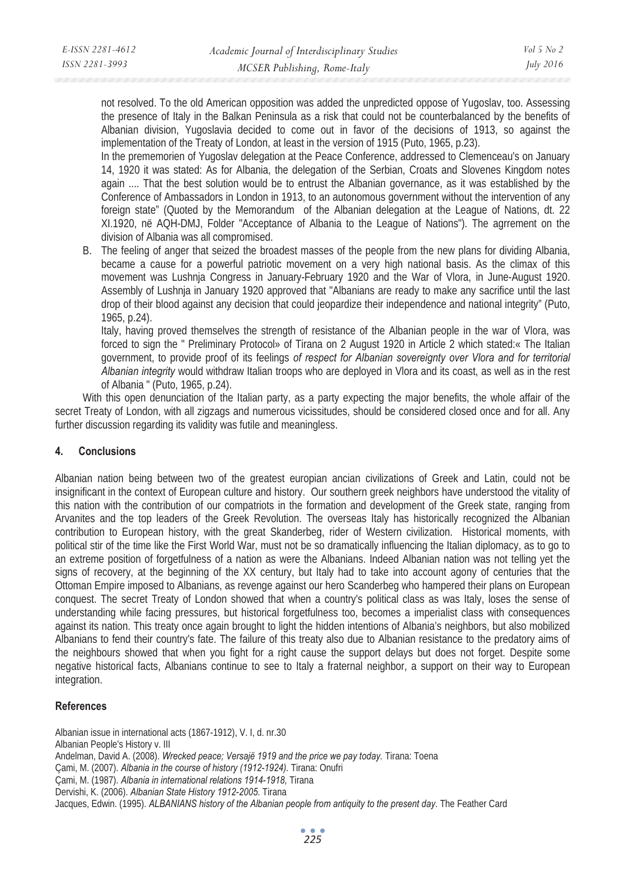not resolved. To the old American opposition was added the unpredicted oppose of Yugoslav, too. Assessing the presence of Italy in the Balkan Peninsula as a risk that could not be counterbalanced by the benefits of Albanian division, Yugoslavia decided to come out in favor of the decisions of 1913, so against the implementation of the Treaty of London, at least in the version of 1915 (Puto, 1965, p.23).

In the prememorien of Yugoslav delegation at the Peace Conference, addressed to Clemenceau's on January 14, 1920 it was stated: As for Albania, the delegation of the Serbian, Croats and Slovenes Kingdom notes again .... That the best solution would be to entrust the Albanian governance, as it was established by the Conference of Ambassadors in London in 1913, to an autonomous government without the intervention of any foreign state" (Quoted by the Memorandum of the Albanian delegation at the League of Nations, dt. 22 XI.1920, në AQH-DMJ, Folder "Acceptance of Albania to the League of Nations"). The agrrement on the division of Albania was all compromised.

B. The feeling of anger that seized the broadest masses of the people from the new plans for dividing Albania, became a cause for a powerful patriotic movement on a very high national basis. As the climax of this movement was Lushnja Congress in January-February 1920 and the War of Vlora, in June-August 1920. Assembly of Lushnja in January 1920 approved that "Albanians are ready to make any sacrifice until the last drop of their blood against any decision that could jeopardize their independence and national integrity" (Puto, 1965, p.24).

   Italy, having proved themselves the strength of resistance of the Albanian people in the war of Vlora, was forced to sign the " Preliminary Protocol» of Tirana on 2 August 1920 in Article 2 which stated:« The Italian government, to provide proof of its feelings *of respect for Albanian sovereignty over Vlora and for territorial Albanian integrity* would withdraw Italian troops who are deployed in Vlora and its coast, as well as in the rest of Albania " (Puto, 1965, p.24).

With this open denunciation of the Italian party, as a party expecting the major benefits, the whole affair of the secret Treaty of London, with all zigzags and numerous vicissitudes, should be considered closed once and for all. Any further discussion regarding its validity was futile and meaningless.

## 4. Conclusions

Albanian nation being between two of the greatest europian ancian civilizations of Greek and Latin, could not be insignificant in the context of European culture and history. Our southern greek neighbors have understood the vitality of this nation with the contribution of our compatriots in the formation and development of the Greek state, ranging from Arvanites and the top leaders of the Greek Revolution. The overseas Italy has historically recognized the Albanian contribution to European history, with the great Skanderbeg, rider of Western civilization. Historical moments, with political stir of the time like the First World War, must not be so dramatically influencing the Italian diplomacy, as to go to an extreme position of forgetfulness of a nation as were the Albanians. Indeed Albanian nation was not telling yet the signs of recovery, at the beginning of the XX century, but Italy had to take into account agony of centuries that the Ottoman Empire imposed to Albanians, as revenge against our hero Scanderbeg who hampered their plans on European conquest. The secret Treaty of London showed that when a country's political class as was Italy, loses the sense of understanding while facing pressures, but historical forgetfulness too, becomes a imperialist class with consequences against its nation. This treaty once again brought to light the hidden intentions of Albania's neighbors, but also mobilized Albanians to fend their country's fate. The failure of this treaty also due to Albanian resistance to the predatory aims of the neighbours showed that when you fight for a right cause the support delays but does not forget. Despite some negative historical facts, Albanians continue to see to Italy a fraternal neighbor, a support on their way to European integration.

## References

Albanian issue in international acts (1867-1912), V. I, d. nr.30

Albanian People's History v. III

Andelman, David A. (2008). *Wrecked peace; Versajë 1919 and the price we pay today.* Tirana: Toena

Çami, M. (2007). *Albania in the course of history (1912-1924).* Tirana: Onufri

Çami, M. (1987). *Albania in international relations 1914-1918,* Tirana

Dervishi, K. (2006). *Albanian State History 1912-2005.* Tirana

Jacques, Edwin. (1995). *ALBANIANS history of the Albanian people from antiquity to the present day.* The Feather Card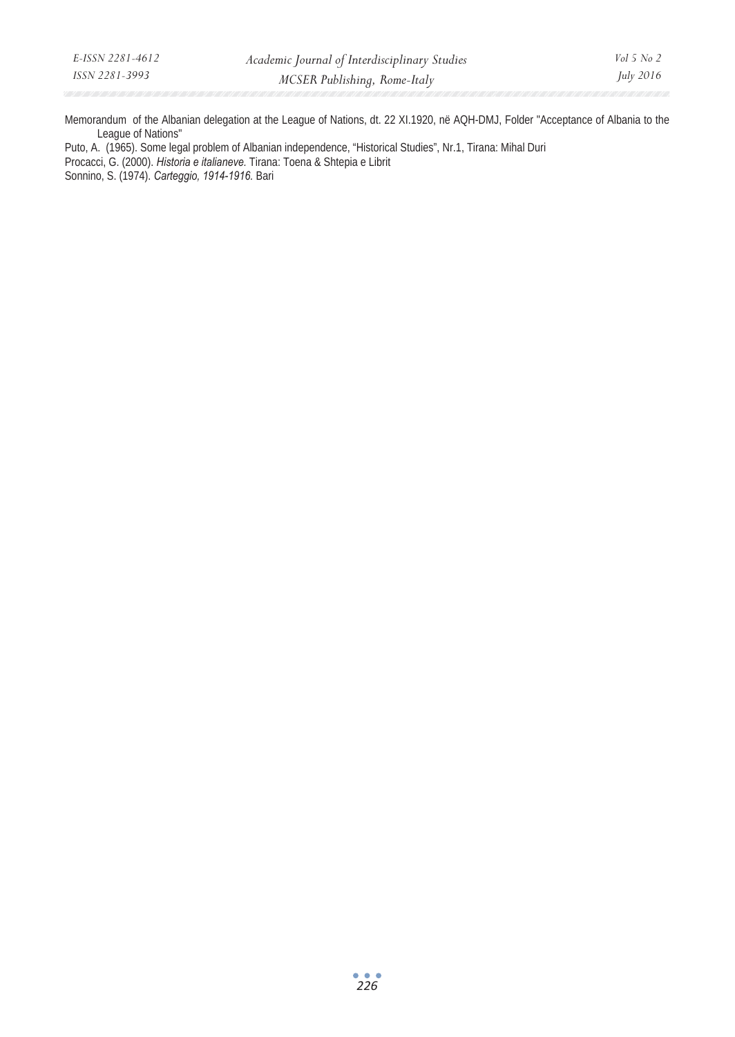Memorandum of the Albanian delegation at the League of Nations, dt. 22 XI.1920, në AQH-DMJ, Folder "Acceptance of Albania to the League of Nations"

Puto, A. (1965). Some legal problem of Albanian independence, “Historical Studies”, Nr.1, Tirana: Mihal Duri

Procacci, G. (2000). *Historia e italianeve.* Tirana: Toena & Shtepia e Librit

Sonnino, S. (1974). *Carteggio, 1914-1916.* Bari